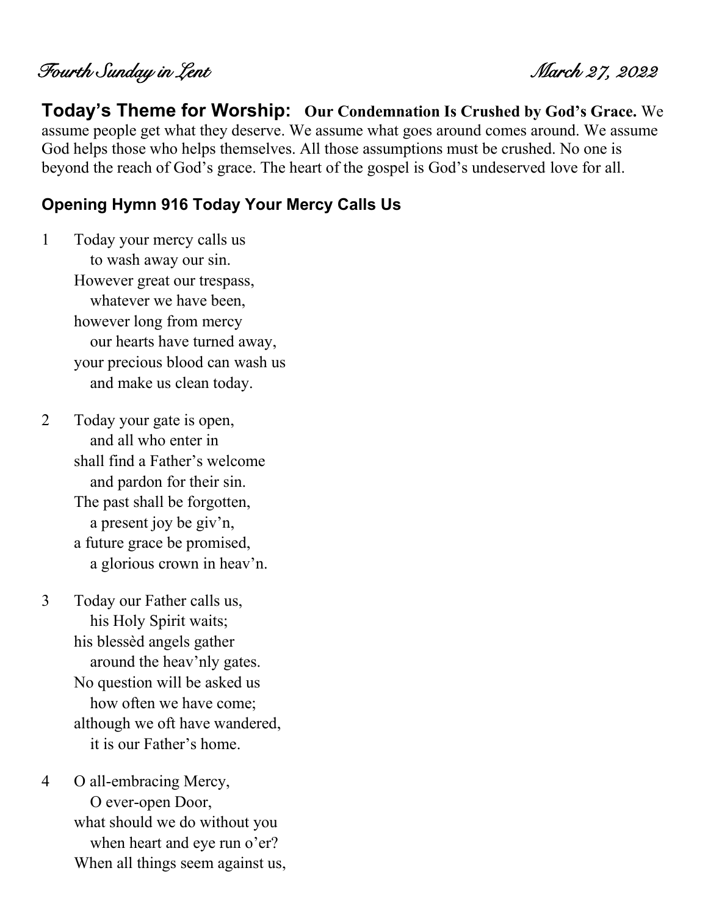*Fourth Sunday in Lent* *March 27, 2022*

**Today's Theme for Worship: Our Condemnation Is Crushed by God's Grace.** We assume people get what they deserve. We assume what goes around comes around. We assume God helps those who helps themselves. All those assumptions must be crushed. No one is beyond the reach of God's grace. The heart of the gospel is God's undeserved love for all.

### Opening Hymn 916 Today Your Mercy Calls Us

1 Today your mercy calls us
 to wash away our sin.
However great our trespass,
 whatever we have been,
however long from mercy
 our hearts have turned away,
your precious blood can wash us
 and make us clean today.

2 Today your gate is open,
 and all who enter in
shall find a Father's welcome
 and pardon for their sin.
The past shall be forgotten,
 a present joy be giv'n,
a future grace be promised,
 a glorious crown in heav'n.

3 Today our Father calls us,
 his Holy Spirit waits;
his blessèd angels gather
 around the heav'nly gates.
No question will be asked us
 how often we have come;
although we oft have wandered,
 it is our Father's home.

4 O all-embracing Mercy,
 O ever-open Door,
what should we do without you
 when heart and eye run o'er?
When all things seem against us,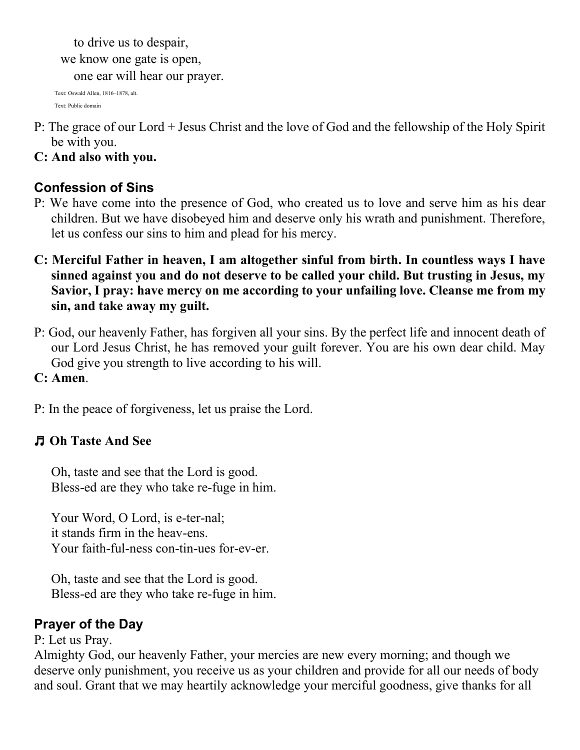to drive us to despair,  
we know one gate is open,  
one ear will hear our prayer.

Text: Oswald Allen, 1816–1878, alt.  
Text: Public domain

P: The grace of our Lord + Jesus Christ and the love of God and the fellowship of the Holy Spirit be with you.

**C: And also with you.**

## Confession of Sins

P: We have come into the presence of God, who created us to love and serve him as his dear children. But we have disobeyed him and deserve only his wrath and punishment. Therefore, let us confess our sins to him and plead for his mercy.

**C: Merciful Father in heaven, I am altogether sinful from birth. In countless ways I have sinned against you and do not deserve to be called your child. But trusting in Jesus, my Savior, I pray: have mercy on me according to your unfailing love. Cleanse me from my sin, and take away my guilt.**

P: God, our heavenly Father, has forgiven all your sins. By the perfect life and innocent death of our Lord Jesus Christ, he has removed your guilt forever. You are his own dear child. May God give you strength to live according to his will.

**C: Amen**.

P: In the peace of forgiveness, let us praise the Lord.

## ♬ Oh Taste And See

Oh, taste and see that the Lord is good.  
Bless-ed are they who take re-fuge in him.

Your Word, O Lord, is e-ter-nal;  
it stands firm in the heav-ens.  
Your faith-ful-ness con-tin-ues for-ev-er.

Oh, taste and see that the Lord is good.  
Bless-ed are they who take re-fuge in him.

## Prayer of the Day

P: Let us Pray.  
Almighty God, our heavenly Father, your mercies are new every morning; and though we deserve only punishment, you receive us as your children and provide for all our needs of body and soul. Grant that we may heartily acknowledge your merciful goodness, give thanks for all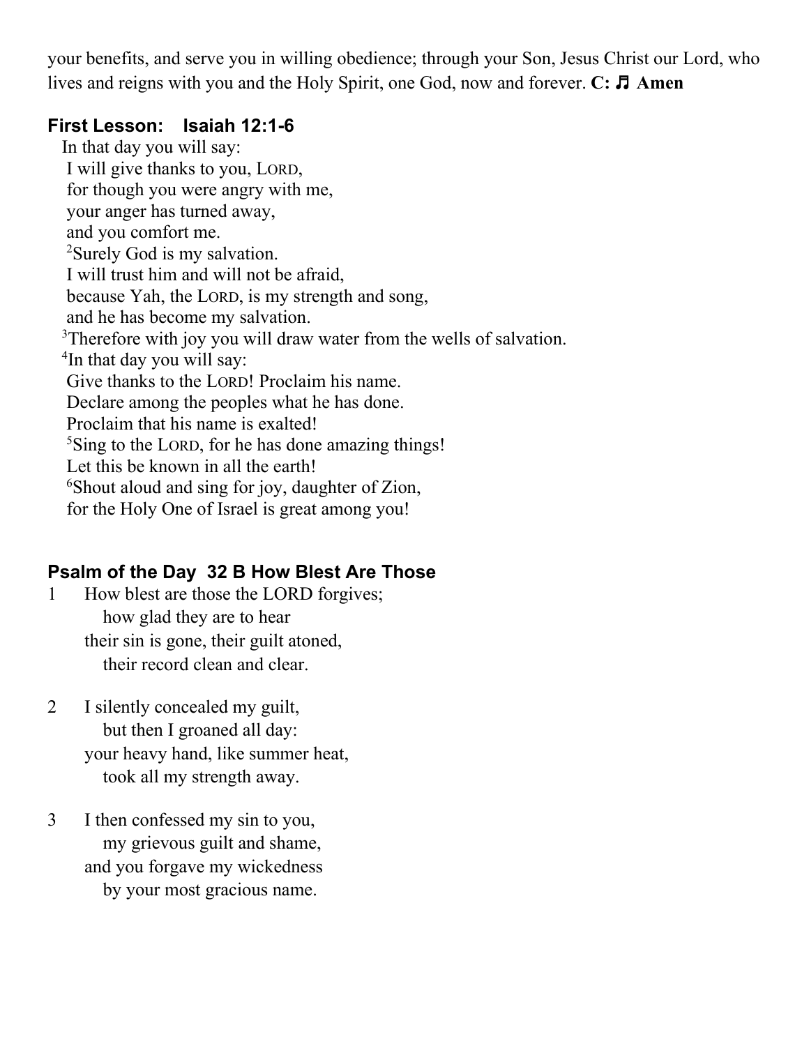your benefits, and serve you in willing obedience; through your Son, Jesus Christ our Lord, who lives and reigns with you and the Holy Spirit, one God, now and forever. **C: ♬ Amen**

### First Lesson: Isaiah 12:1-6

In that day you will say:
I will give thanks to you, LORD,
for though you were angry with me,
your anger has turned away,
and you comfort me.
[2]Surely God is my salvation.
I will trust him and will not be afraid,
because Yah, the LORD, is my strength and song,
and he has become my salvation.
[3]Therefore with joy you will draw water from the wells of salvation.
[4]In that day you will say:
Give thanks to the LORD! Proclaim his name.
Declare among the peoples what he has done.
Proclaim that his name is exalted!
[5]Sing to the LORD, for he has done amazing things!
Let this be known in all the earth!
[6]Shout aloud and sing for joy, daughter of Zion,
for the Holy One of Israel is great among you!

### Psalm of the Day 32 B How Blest Are Those

1 How blest are those the LORD forgives;
how glad they are to hear
their sin is gone, their guilt atoned,
their record clean and clear.

2 I silently concealed my guilt,
but then I groaned all day:
your heavy hand, like summer heat,
took all my strength away.

3 I then confessed my sin to you,
my grievous guilt and shame,
and you forgave my wickedness
by your most gracious name.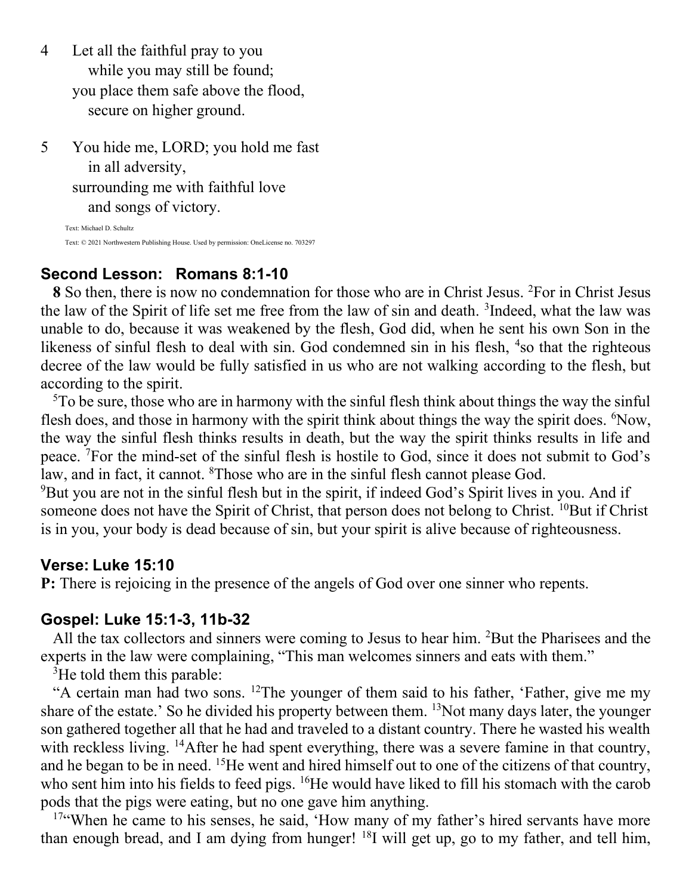4 Let all the faithful pray to you
  while you may still be found;
 you place them safe above the flood,
  secure on higher ground.

5 You hide me, LORD; you hold me fast
  in all adversity,
 surrounding me with faithful love
  and songs of victory.

Text: Michael D. Schultz

Text: © 2021 Northwestern Publishing House. Used by permission: OneLicense no. 703297

### Second Lesson: Romans 8:1-10

**8** So then, there is now no condemnation for those who are in Christ Jesus. [2]For in Christ Jesus the law of the Spirit of life set me free from the law of sin and death. [3]Indeed, what the law was unable to do, because it was weakened by the flesh, God did, when he sent his own Son in the likeness of sinful flesh to deal with sin. God condemned sin in his flesh, [4]so that the righteous decree of the law would be fully satisfied in us who are not walking according to the flesh, but according to the spirit.

[5]To be sure, those who are in harmony with the sinful flesh think about things the way the sinful flesh does, and those in harmony with the spirit think about things the way the spirit does. [6]Now, the way the sinful flesh thinks results in death, but the way the spirit thinks results in life and peace. [7]For the mind-set of the sinful flesh is hostile to God, since it does not submit to God's law, and in fact, it cannot. [8]Those who are in the sinful flesh cannot please God.
[9]But you are not in the sinful flesh but in the spirit, if indeed God's Spirit lives in you. And if someone does not have the Spirit of Christ, that person does not belong to Christ. [10]But if Christ is in you, your body is dead because of sin, but your spirit is alive because of righteousness.

### Verse: Luke 15:10

**P:** There is rejoicing in the presence of the angels of God over one sinner who repents.

### Gospel: Luke 15:1-3, 11b-32

All the tax collectors and sinners were coming to Jesus to hear him. [2]But the Pharisees and the experts in the law were complaining, "This man welcomes sinners and eats with them."

[3]He told them this parable:

"A certain man had two sons. [12]The younger of them said to his father, 'Father, give me my share of the estate.' So he divided his property between them. [13]Not many days later, the younger son gathered together all that he had and traveled to a distant country. There he wasted his wealth with reckless living. [14]After he had spent everything, there was a severe famine in that country, and he began to be in need. [15]He went and hired himself out to one of the citizens of that country, who sent him into his fields to feed pigs. [16]He would have liked to fill his stomach with the carob pods that the pigs were eating, but no one gave him anything.

[17]"When he came to his senses, he said, 'How many of my father's hired servants have more than enough bread, and I am dying from hunger! [18]I will get up, go to my father, and tell him,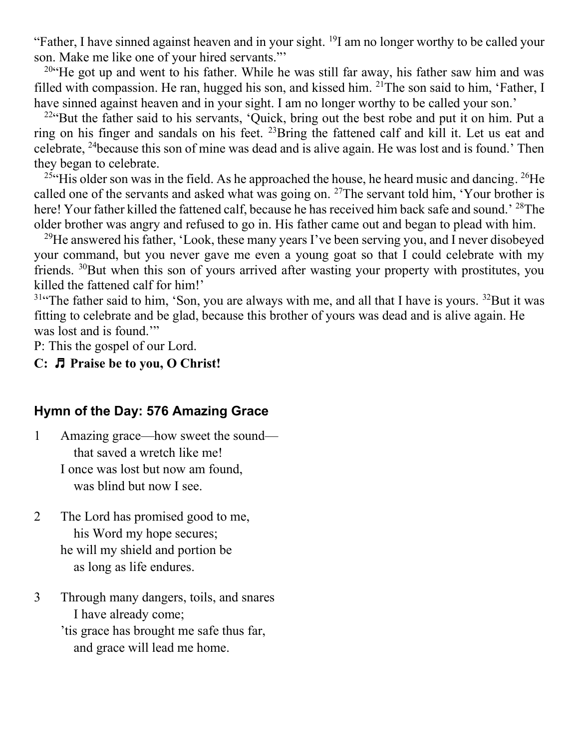"Father, I have sinned against heaven and in your sight. [19]I am no longer worthy to be called your son. Make me like one of your hired servants."'

[20]"He got up and went to his father. While he was still far away, his father saw him and was filled with compassion. He ran, hugged his son, and kissed him. [21]The son said to him, 'Father, I have sinned against heaven and in your sight. I am no longer worthy to be called your son.'

[22]"But the father said to his servants, 'Quick, bring out the best robe and put it on him. Put a ring on his finger and sandals on his feet. [23]Bring the fattened calf and kill it. Let us eat and celebrate, [24]because this son of mine was dead and is alive again. He was lost and is found.' Then they began to celebrate.

[25]"His older son was in the field. As he approached the house, he heard music and dancing. [26]He called one of the servants and asked what was going on. [27]The servant told him, 'Your brother is here! Your father killed the fattened calf, because he has received him back safe and sound.' [28]The older brother was angry and refused to go in. His father came out and began to plead with him.

[29]He answered his father, 'Look, these many years I've been serving you, and I never disobeyed your command, but you never gave me even a young goat so that I could celebrate with my friends. [30]But when this son of yours arrived after wasting your property with prostitutes, you killed the fattened calf for him!'

[31]"The father said to him, 'Son, you are always with me, and all that I have is yours. [32]But it was fitting to celebrate and be glad, because this brother of yours was dead and is alive again. He was lost and is found.'"

P: This the gospel of our Lord.

**C: ♫ Praise be to you, O Christ!**

## Hymn of the Day: 576 Amazing Grace

1 Amazing grace—how sweet the sound—
that saved a wretch like me!
I once was lost but now am found,
was blind but now I see.

2 The Lord has promised good to me,
his Word my hope secures;
he will my shield and portion be
as long as life endures.

3 Through many dangers, toils, and snares
I have already come;
'tis grace has brought me safe thus far,
and grace will lead me home.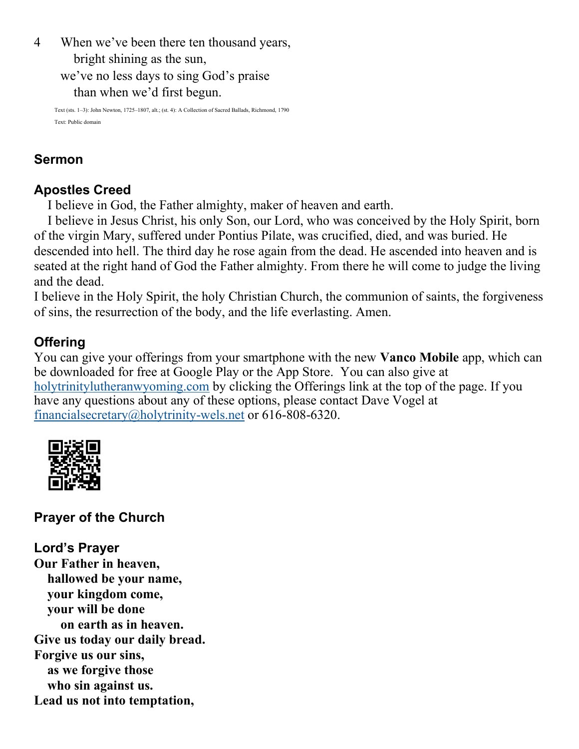4 When we've been there ten thousand years,
 bright shining as the sun,
 we've no less days to sing God's praise
 than when we'd first begun.

Text (sts. 1–3): John Newton, 1725–1807, alt.; (st. 4): A Collection of Sacred Ballads, Richmond, 1790
Text: Public domain

## Sermon

## Apostles Creed

I believe in God, the Father almighty, maker of heaven and earth.

I believe in Jesus Christ, his only Son, our Lord, who was conceived by the Holy Spirit, born of the virgin Mary, suffered under Pontius Pilate, was crucified, died, and was buried. He descended into hell. The third day he rose again from the dead. He ascended into heaven and is seated at the right hand of God the Father almighty. From there he will come to judge the living and the dead.

I believe in the Holy Spirit, the holy Christian Church, the communion of saints, the forgiveness of sins, the resurrection of the body, and the life everlasting. Amen.

## Offering

You can give your offerings from your smartphone with the new **Vanco Mobile** app, which can be downloaded for free at Google Play or the App Store. You can also give at holytrinitylutheranwyoming.com by clicking the Offerings link at the top of the page. If you have any questions about any of these options, please contact Dave Vogel at financialsecretary@holytrinity-wels.net or 616-808-6320.

## Prayer of the Church

## Lord's Prayer

**Our Father in heaven,**
**hallowed be your name,**
**your kingdom come,**
**your will be done**
**on earth as in heaven.**
**Give us today our daily bread.**
**Forgive us our sins,**
**as we forgive those**
**who sin against us.**
**Lead us not into temptation,**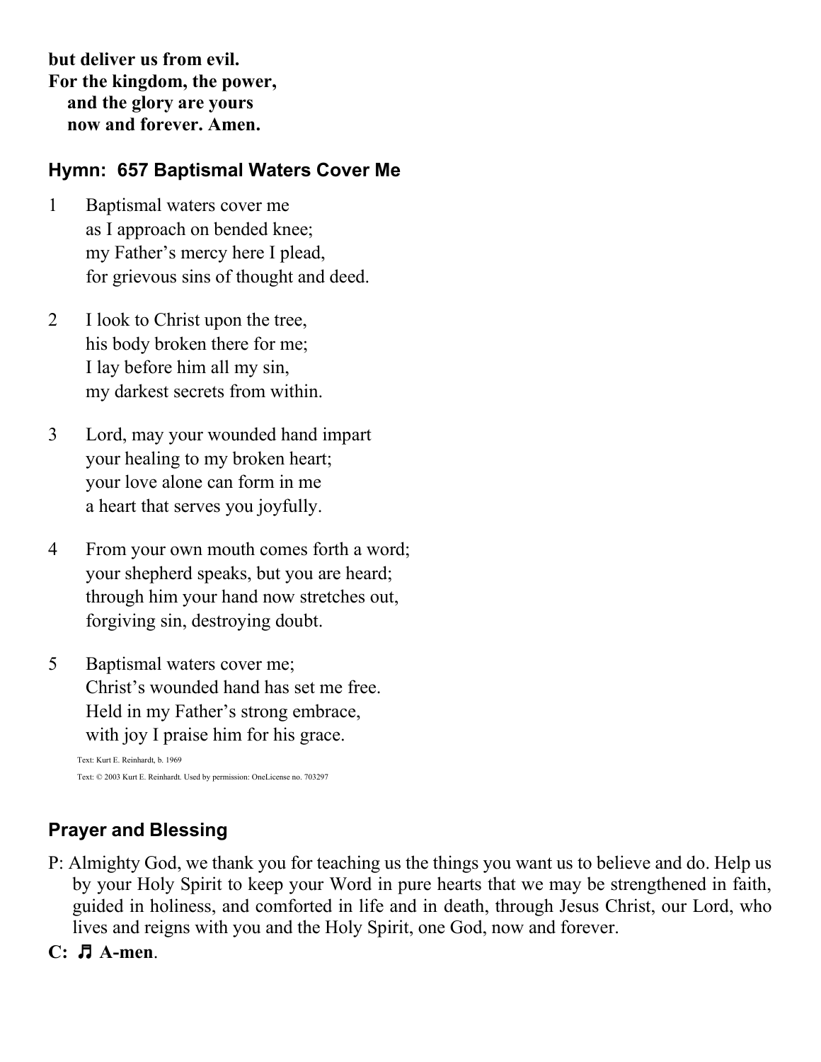**but deliver us from evil.**
**For the kingdom, the power,**
**and the glory are yours**
**now and forever. Amen.**

## Hymn: 657 Baptismal Waters Cover Me

1 Baptismal waters cover me
as I approach on bended knee;
my Father's mercy here I plead,
for grievous sins of thought and deed.

2 I look to Christ upon the tree,
his body broken there for me;
I lay before him all my sin,
my darkest secrets from within.

3 Lord, may your wounded hand impart
your healing to my broken heart;
your love alone can form in me
a heart that serves you joyfully.

4 From your own mouth comes forth a word;
your shepherd speaks, but you are heard;
through him your hand now stretches out,
forgiving sin, destroying doubt.

5 Baptismal waters cover me;
Christ's wounded hand has set me free.
Held in my Father's strong embrace,
with joy I praise him for his grace.

Text: Kurt E. Reinhardt, b. 1969
Text: © 2003 Kurt E. Reinhardt. Used by permission: OneLicense no. 703297

## Prayer and Blessing

P: Almighty God, we thank you for teaching us the things you want us to believe and do. Help us by your Holy Spirit to keep your Word in pure hearts that we may be strengthened in faith, guided in holiness, and comforted in life and in death, through Jesus Christ, our Lord, who lives and reigns with you and the Holy Spirit, one God, now and forever.

**C: ♫ A-men**.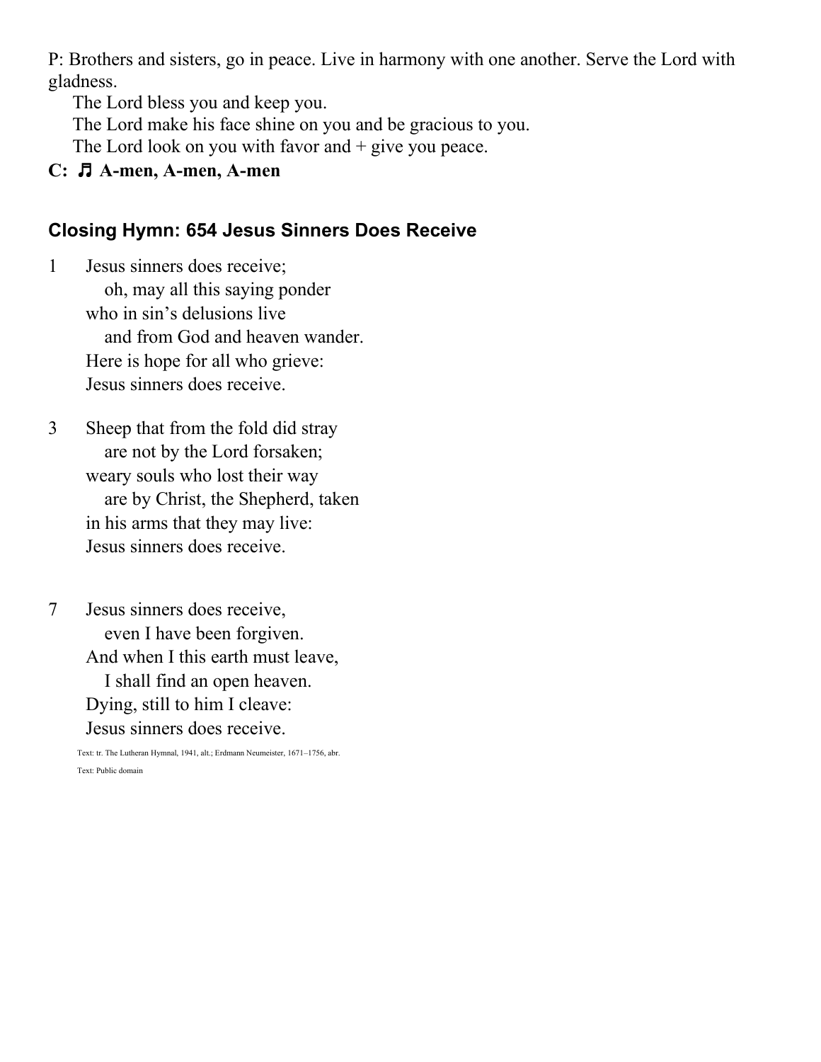P: Brothers and sisters, go in peace. Live in harmony with one another. Serve the Lord with gladness.

The Lord bless you and keep you.
The Lord make his face shine on you and be gracious to you.
The Lord look on you with favor and + give you peace.

**C: ♬ A-men, A-men, A-men**

## Closing Hymn: 654 Jesus Sinners Does Receive

1 Jesus sinners does receive;
oh, may all this saying ponder
who in sin's delusions live
and from God and heaven wander.
Here is hope for all who grieve:
Jesus sinners does receive.

3 Sheep that from the fold did stray
are not by the Lord forsaken;
weary souls who lost their way
are by Christ, the Shepherd, taken
in his arms that they may live:
Jesus sinners does receive.

7 Jesus sinners does receive,
even I have been forgiven.
And when I this earth must leave,
I shall find an open heaven.
Dying, still to him I cleave:
Jesus sinners does receive.

Text: tr. The Lutheran Hymnal, 1941, alt.; Erdmann Neumeister, 1671–1756, abr.

Text: Public domain